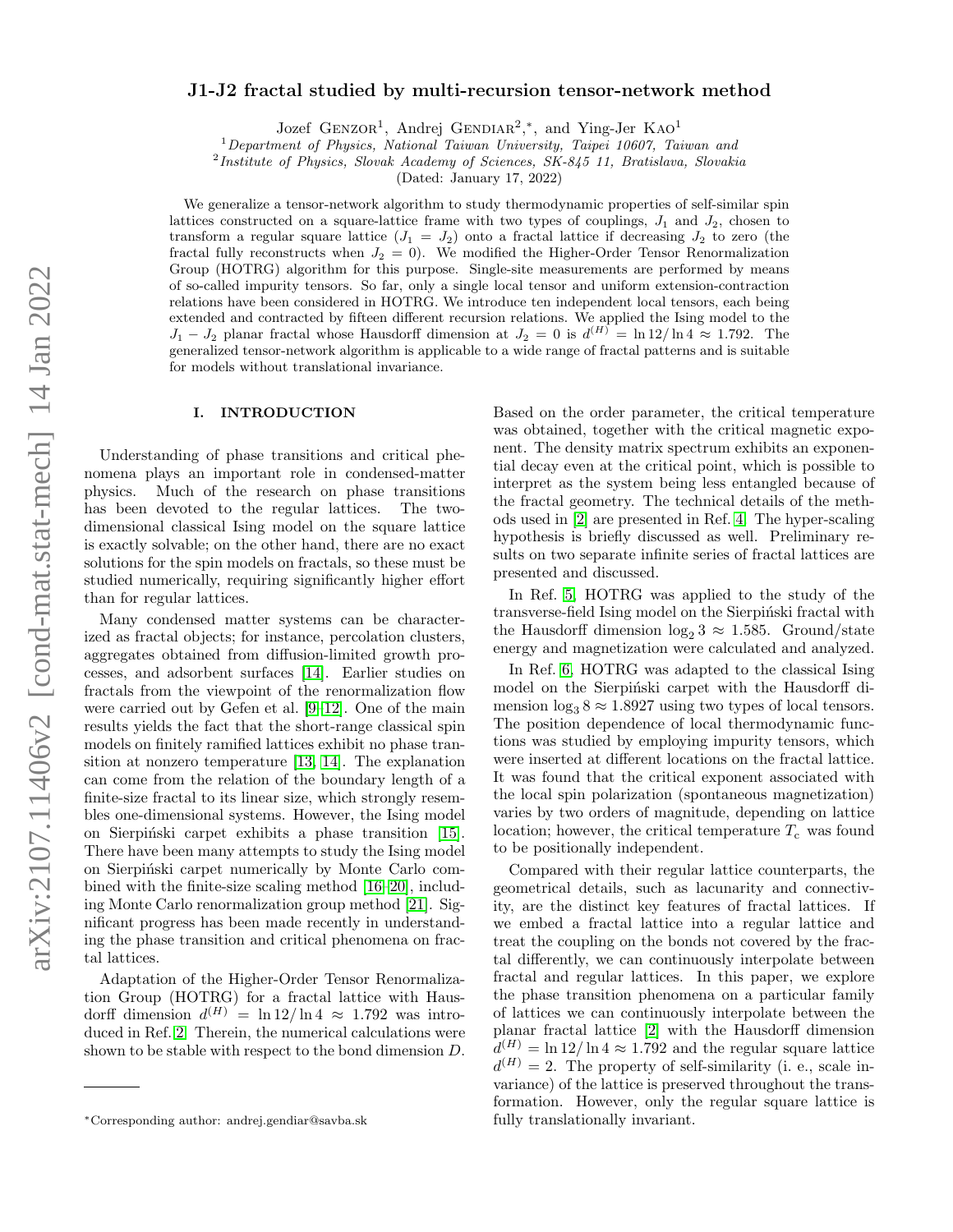# J1-J2 fractal studied by multi-recursion tensor-network method

Jozef Genzor[1], Andrej Gendiar[2,*], and Ying-Jer Kao[1]

[1]*Department of Physics, National Taiwan University, Taipei 10607, Taiwan and*
[2]*Institute of Physics, Slovak Academy of Sciences, SK-845 11, Bratislava, Slovakia*

(Dated: January 17, 2022)

We generalize a tensor-network algorithm to study thermodynamic properties of self-similar spin lattices constructed on a square-lattice frame with two types of couplings, $J_1$ and $J_2$, chosen to transform a regular square lattice ($J_1 = J_2$) onto a fractal lattice if decreasing $J_2$ to zero (the fractal fully reconstructs when $J_2 = 0$). We modified the Higher-Order Tensor Renormalization Group (HOTRG) algorithm for this purpose. Single-site measurements are performed by means of so-called impurity tensors. So far, only a single local tensor and uniform extension-contraction relations have been considered in HOTRG. We introduce ten independent local tensors, each being extended and contracted by fifteen different recursion relations. We applied the Ising model to the $J_1 - J_2$ planar fractal whose Hausdorff dimension at $J_2 = 0$ is $d^{(H)} = \ln 12/\ln 4 \approx 1.792$. The generalized tensor-network algorithm is applicable to a wide range of fractal patterns and is suitable for models without translational invariance.

## I. INTRODUCTION

Understanding of phase transitions and critical phenomena plays an important role in condensed-matter physics. Much of the research on phase transitions has been devoted to the regular lattices. The two-dimensional classical Ising model on the square lattice is exactly solvable; on the other hand, there are no exact solutions for the spin models on fractals, so these must be studied numerically, requiring significantly higher effort than for regular lattices.

Many condensed matter systems can be characterized as fractal objects; for instance, percolation clusters, aggregates obtained from diffusion-limited growth processes, and adsorbent surfaces [14]. Earlier studies on fractals from the viewpoint of the renormalization flow were carried out by Gefen et al. [9–12]. One of the main results yields the fact that the short-range classical spin models on finitely ramified lattices exhibit no phase transition at nonzero temperature [13, 14]. The explanation can come from the relation of the boundary length of a finite-size fractal to its linear size, which strongly resembles one-dimensional systems. However, the Ising model on Sierpiński carpet exhibits a phase transition [15]. There have been many attempts to study the Ising model on Sierpiński carpet numerically by Monte Carlo combined with the finite-size scaling method [16–20], including Monte Carlo renormalization group method [21]. Significant progress has been made recently in understanding the phase transition and critical phenomena on fractal lattices.

Adaptation of the Higher-Order Tensor Renormalization Group (HOTRG) for a fractal lattice with Hausdorff dimension $d^{(H)} = \ln 12/\ln 4 \approx 1.792$ was introduced in Ref. [2]. Therein, the numerical calculations were shown to be stable with respect to the bond dimension $D$. Based on the order parameter, the critical temperature was obtained, together with the critical magnetic exponent. The density matrix spectrum exhibits an exponential decay even at the critical point, which is possible to interpret as the system being less entangled because of the fractal geometry. The technical details of the methods used in [2] are presented in Ref. [4]. The hyper-scaling hypothesis is briefly discussed as well. Preliminary results on two separate infinite series of fractal lattices are presented and discussed.

In Ref. [5], HOTRG was applied to the study of the transverse-field Ising model on the Sierpiński fractal with the Hausdorff dimension $\log_2 3 \approx 1.585$. Ground/state energy and magnetization were calculated and analyzed.

In Ref. [6], HOTRG was adapted to the classical Ising model on the Sierpiński carpet with the Hausdorff dimension $\log_3 8 \approx 1.8927$ using two types of local tensors. The position dependence of local thermodynamic functions was studied by employing impurity tensors, which were inserted at different locations on the fractal lattice. It was found that the critical exponent associated with the local spin polarization (spontaneous magnetization) varies by two orders of magnitude, depending on lattice location; however, the critical temperature $T_c$ was found to be positionally independent.

Compared with their regular lattice counterparts, the geometrical details, such as lacunarity and connectivity, are the distinct key features of fractal lattices. If we embed a fractal lattice into a regular lattice and treat the coupling on the bonds not covered by the fractal differently, we can continuously interpolate between fractal and regular lattices. In this paper, we explore the phase transition phenomena on a particular family of lattices we can continuously interpolate between the planar fractal lattice [2] with the Hausdorff dimension $d^{(H)} = \ln 12/\ln 4 \approx 1.792$ and the regular square lattice $d^{(H)} = 2$. The property of self-similarity (i. e., scale invariance) of the lattice is preserved throughout the transformation. However, only the regular square lattice is fully translationally invariant.

---

*Corresponding author: andrej.gendiar@savba.sk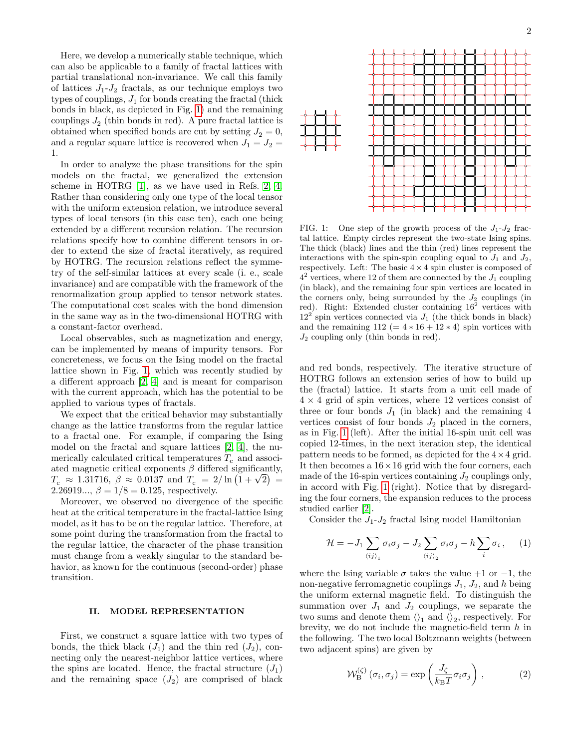Here, we develop a numerically stable technique, which can also be applicable to a family of fractal lattices with partial translational non-invariance. We call this family of lattices $J_1$-$J_2$ fractals, as our technique employs two types of couplings, $J_1$ for bonds creating the fractal (thick bonds in black, as depicted in Fig. 1) and the remaining couplings $J_2$ (thin bonds in red). A pure fractal lattice is obtained when specified bonds are cut by setting $J_2 = 0$, and a regular square lattice is recovered when $J_1 = J_2 = 1$.

In order to analyze the phase transitions for the spin models on the fractal, we generalized the extension scheme in HOTRG [1], as we have used in Refs. [2, 4]. Rather than considering only one type of the local tensor with the uniform extension relation, we introduce several types of local tensors (in this case ten), each one being extended by a different recursion relation. The recursion relations specify how to combine different tensors in order to extend the size of fractal iteratively, as required by HOTRG. The recursion relations reflect the symmetry of the self-similar lattices at every scale (i. e., scale invariance) and are compatible with the framework of the renormalization group applied to tensor network states. The computational cost scales with the bond dimension in the same way as in the two-dimensional HOTRG with a constant-factor overhead.

Local observables, such as magnetization and energy, can be implemented by means of impurity tensors. For concreteness, we focus on the Ising model on the fractal lattice shown in Fig. 1, which was recently studied by a different approach [2, 4] and is meant for comparison with the current approach, which has the potential to be applied to various types of fractals.

We expect that the critical behavior may substantially change as the lattice transforms from the regular lattice to a fractal one. For example, if comparing the Ising model on the fractal and square lattices [2, 4], the numerically calculated critical temperatures $T_{\rm c}$ and associated magnetic critical exponents $\beta$ differed significantly, $T_{\rm c} \approx 1.31716$, $\beta \approx 0.0137$ and $T_{\rm c} = 2/\ln\left(1+\sqrt{2}\right) = 2.26919...$, $\beta = 1/8 = 0.125$, respectively.

Moreover, we observed no divergence of the specific heat at the critical temperature in the fractal-lattice Ising model, as it has to be on the regular lattice. Therefore, at some point during the transformation from the fractal to the regular lattice, the character of the phase transition must change from a weakly singular to the standard behavior, as known for the continuous (second-order) phase transition.

FIG. 1: One step of the growth process of the $J_1$-$J_2$ fractal lattice. Empty circles represent the two-state Ising spins. The thick (black) lines and the thin (red) lines represent the interactions with the spin-spin coupling equal to $J_1$ and $J_2$, respectively. Left: The basic $4 \times 4$ spin cluster is composed of $4^2$ vertices, where 12 of them are connected by the $J_1$ coupling (in black), and the remaining four spin vertices are located in the corners only, being surrounded by the $J_2$ couplings (in red). Right: Extended cluster containing $16^2$ vertices with $12^2$ spin vertices connected via $J_1$ (the thick bonds in black) and the remaining 112 ($= 4*16+12*4$) spin vortices with $J_2$ coupling only (thin bonds in red).

## II. MODEL REPRESENTATION

First, we construct a square lattice with two types of bonds, the thick black ($J_1$) and the thin red ($J_2$), connecting only the nearest-neighbor lattice vertices, where the spins are located. Hence, the fractal structure ($J_1$) and the remaining space ($J_2$) are comprised of black and red bonds, respectively. The iterative structure of HOTRG follows an extension series of how to build up the (fractal) lattice. It starts from a unit cell made of $4 \times 4$ grid of spin vertices, where 12 vertices consist of three or four bonds $J_1$ (in black) and the remaining 4 vertices consist of four bonds $J_2$ placed in the corners, as in Fig. 1 (left). After the initial 16-spin unit cell was copied 12-times, in the next iteration step, the identical pattern needs to be formed, as depicted for the $4 \times 4$ grid. It then becomes a $16 \times 16$ grid with the four corners, each made of the 16-spin vertices containing $J_2$ couplings only, in accord with Fig. 1 (right). Notice that by disregarding the four corners, the expansion reduces to the process studied earlier [2].

Consider the $J_1$-$J_2$ fractal Ising model Hamiltonian

$$\mathcal{H} = -J_1 \sum_{\langle ij \rangle_1} \sigma_i \sigma_j - J_2 \sum_{\langle ij \rangle_2} \sigma_i \sigma_j - h \sum_i \sigma_i \, , \qquad (1)$$

where the Ising variable $\sigma$ takes the value $+1$ or $-1$, the non-negative ferromagnetic couplings $J_1$, $J_2$, and $h$ being the uniform external magnetic field. To distinguish the summation over $J_1$ and $J_2$ couplings, we separate the two sums and denote them $\langle\rangle_1$ and $\langle\rangle_2$, respectively. For brevity, we do not include the magnetic-field term $h$ in the following. The two local Boltzmann weights (between two adjacent spins) are given by

$$\mathcal{W}_{\rm B}^{(\zeta)}\left(\sigma_i, \sigma_j\right) = \exp\left(\frac{J_\zeta}{k_{\rm B}T}\sigma_i \sigma_j\right) \, , \qquad (2)$$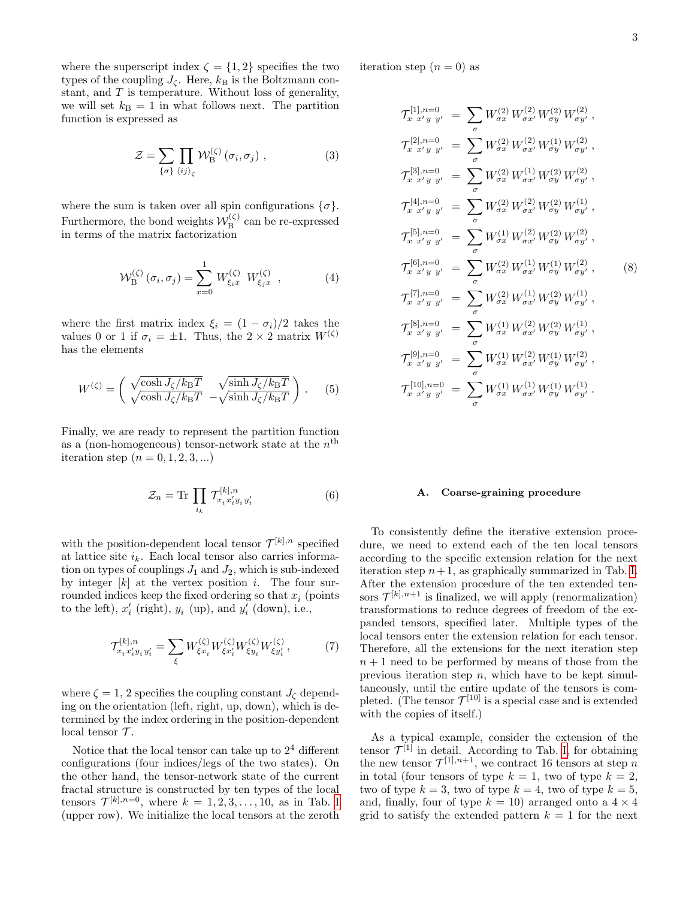where the superscript index $\zeta = \{1, 2\}$ specifies the two types of the coupling $J_\zeta$. Here, $k_\mathrm{B}$ is the Boltzmann constant, and $T$ is temperature. Without loss of generality, we will set $k_\mathrm{B} = 1$ in what follows next. The partition function is expressed as

$$\mathcal{Z} = \sum_{\{\sigma\}} \prod_{\langle ij \rangle_\zeta} \mathcal{W}_\mathrm{B}^{(\zeta)}\left(\sigma_i, \sigma_j\right) , \tag{3}$$

where the sum is taken over all spin configurations $\{\sigma\}$. Furthermore, the bond weights $\mathcal{W}_\mathrm{B}^{(\zeta)}$ can be re-expressed in terms of the matrix factorization

$$\mathcal{W}_\mathrm{B}^{(\zeta)}\left(\sigma_i, \sigma_j\right) = \sum_{x=0}^{1} W_{\xi_i x}^{(\zeta)} \; W_{\xi_j x}^{(\zeta)} \; , \tag{4}$$

where the first matrix index $\xi_i = (1 - \sigma_i)/2$ takes the values 0 or 1 if $\sigma_i = \pm 1$. Thus, the $2 \times 2$ matrix $W^{(\zeta)}$ has the elements

$$W^{(\zeta)} = \begin{pmatrix} \sqrt{\cosh J_\zeta / k_\mathrm{B} T} & \sqrt{\sinh J_\zeta / k_\mathrm{B} T} \\ \sqrt{\cosh J_\zeta / k_\mathrm{B} T} & -\sqrt{\sinh J_\zeta / k_\mathrm{B} T} \end{pmatrix} . \tag{5}$$

Finally, we are ready to represent the partition function as a (non-homogeneous) tensor-network state at the $n^{\mathrm{th}}$ iteration step ($n = 0, 1, 2, 3, ...$)

$$\mathcal{Z}_n = \mathrm{Tr} \prod_{i_k} \mathcal{T}^{[k],n}_{x_i\, x'_i y_i\, y'_i} \tag{6}$$

with the position-dependent local tensor $\mathcal{T}^{[k],n}$ specified at lattice site $i_k$. Each local tensor also carries information on types of couplings $J_1$ and $J_2$, which is sub-indexed by integer $[k]$ at the vertex position $i$. The four surrounded indices keep the fixed ordering so that $x_i$ (points to the left), $x'_i$ (right), $y_i$ (up), and $y'_i$ (down), i.e.,

$$\mathcal{T}^{[k],n}_{x_i\, x'_i y_i\, y'_i} = \sum_{\xi} W^{(\zeta)}_{\xi x_i} W^{(\zeta)}_{\xi x'_i} W^{(\zeta)}_{\xi y_i} W^{(\zeta)}_{\xi y'_i} , \tag{7}$$

where $\zeta = 1, 2$ specifies the coupling constant $J_\zeta$ depending on the orientation (left, right, up, down), which is determined by the index ordering in the position-dependent local tensor $\mathcal{T}$.

Notice that the local tensor can take up to $2^4$ different configurations (four indices/legs of the two states). On the other hand, the tensor-network state of the current fractal structure is constructed by ten types of the local tensors $\mathcal{T}^{[k],n=0}$, where $k = 1, 2, 3, \ldots, 10$, as in Tab. I (upper row). We initialize the local tensors at the zeroth iteration step ($n = 0$) as

$$\begin{aligned}
\mathcal{T}^{[1],n=0}_{x\; x'\, y\; y'} &= \sum_{\sigma} W^{(2)}_{\sigma x} W^{(2)}_{\sigma x'} W^{(2)}_{\sigma y} W^{(2)}_{\sigma y'} , \\
\mathcal{T}^{[2],n=0}_{x\; x'\, y\; y'} &= \sum_{\sigma} W^{(2)}_{\sigma x} W^{(2)}_{\sigma x'} W^{(1)}_{\sigma y} W^{(2)}_{\sigma y'} , \\
\mathcal{T}^{[3],n=0}_{x\; x'\, y\; y'} &= \sum_{\sigma} W^{(2)}_{\sigma x} W^{(1)}_{\sigma x'} W^{(2)}_{\sigma y} W^{(2)}_{\sigma y'} , \\
\mathcal{T}^{[4],n=0}_{x\; x'\, y\; y'} &= \sum_{\sigma} W^{(2)}_{\sigma x} W^{(2)}_{\sigma x'} W^{(2)}_{\sigma y} W^{(1)}_{\sigma y'} , \\
\mathcal{T}^{[5],n=0}_{x\; x'\, y\; y'} &= \sum_{\sigma} W^{(1)}_{\sigma x} W^{(2)}_{\sigma x'} W^{(2)}_{\sigma y} W^{(2)}_{\sigma y'} , \\
\mathcal{T}^{[6],n=0}_{x\; x'\, y\; y'} &= \sum_{\sigma} W^{(2)}_{\sigma x} W^{(1)}_{\sigma x'} W^{(1)}_{\sigma y} W^{(2)}_{\sigma y'} , \\
\mathcal{T}^{[7],n=0}_{x\; x'\, y\; y'} &= \sum_{\sigma} W^{(2)}_{\sigma x} W^{(1)}_{\sigma x'} W^{(2)}_{\sigma y} W^{(1)}_{\sigma y'} , \\
\mathcal{T}^{[8],n=0}_{x\; x'\, y\; y'} &= \sum_{\sigma} W^{(1)}_{\sigma x} W^{(2)}_{\sigma x'} W^{(2)}_{\sigma y} W^{(1)}_{\sigma y'} , \\
\mathcal{T}^{[9],n=0}_{x\; x'\, y\; y'} &= \sum_{\sigma} W^{(1)}_{\sigma x} W^{(2)}_{\sigma x'} W^{(1)}_{\sigma y} W^{(2)}_{\sigma y'} , \\
\mathcal{T}^{[10],n=0}_{x\; x'\, y\; y'} &= \sum_{\sigma} W^{(1)}_{\sigma x} W^{(1)}_{\sigma x'} W^{(1)}_{\sigma y} W^{(1)}_{\sigma y'} .
\end{aligned} \tag{8}$$

### A. Coarse-graining procedure

To consistently define the iterative extension procedure, we need to extend each of the ten local tensors according to the specific extension relation for the next iteration step $n+1$, as graphically summarized in Tab. I. After the extension procedure of the ten extended tensors $\mathcal{T}^{[k],n+1}$ is finalized, we will apply (renormalization) transformations to reduce degrees of freedom of the expanded tensors, specified later. Multiple types of the local tensors enter the extension relation for each tensor. Therefore, all the extensions for the next iteration step $n+1$ need to be performed by means of those from the previous iteration step $n$, which have to be kept simultaneously, until the entire update of the tensors is completed. (The tensor $\mathcal{T}^{[10]}$ is a special case and is extended with the copies of itself.)

As a typical example, consider the extension of the tensor $\mathcal{T}^{[1]}$ in detail. According to Tab. I, for obtaining the new tensor $\mathcal{T}^{[1],n+1}$, we contract 16 tensors at step $n$ in total (four tensors of type $k = 1$, two of type $k = 2$, two of type $k = 3$, two of type $k = 4$, two of type $k = 5$, and, finally, four of type $k = 10$) arranged onto a $4 \times 4$ grid to satisfy the extended pattern $k = 1$ for the next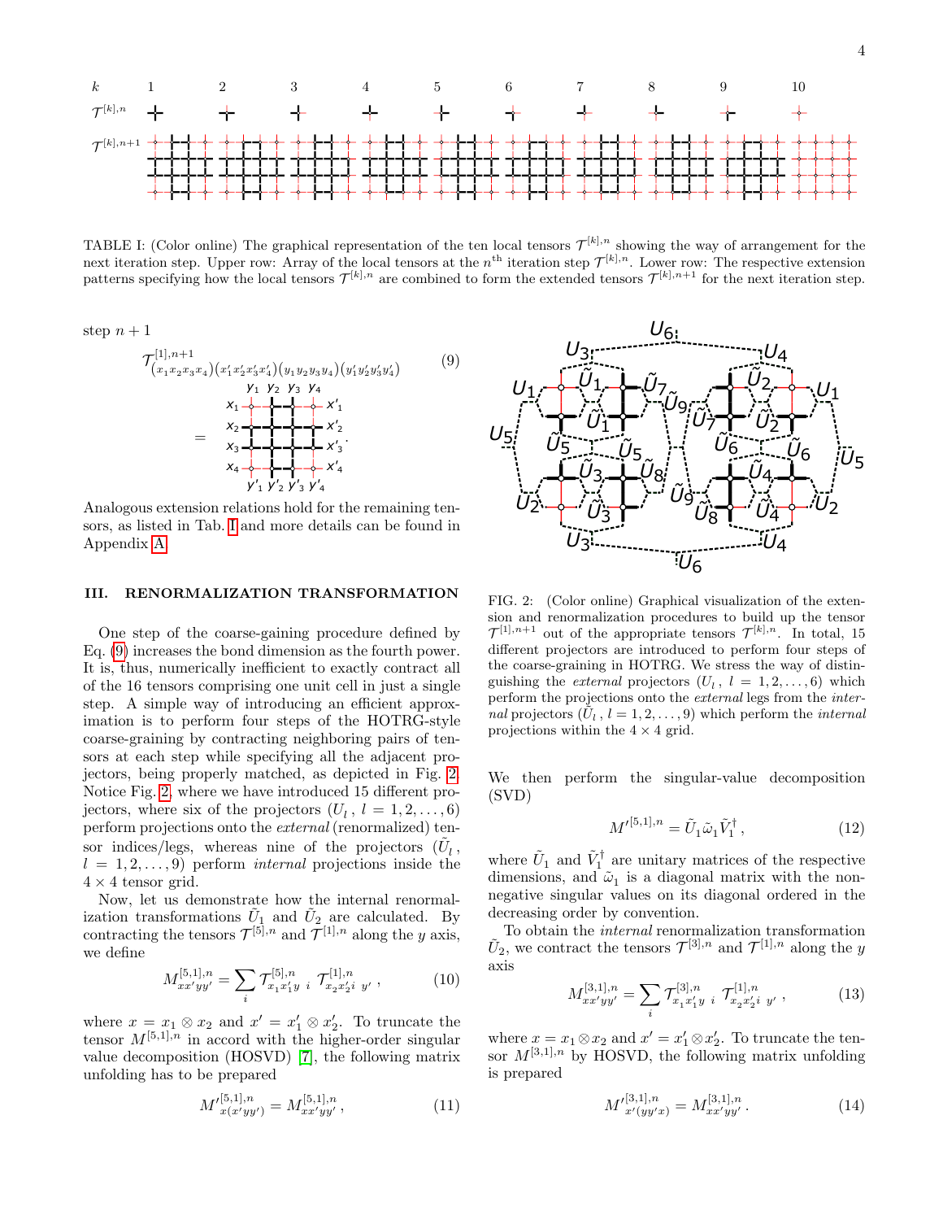TABLE I: (Color online) The graphical representation of the ten local tensors $\mathcal{T}^{[k],n}$ showing the way of arrangement for the next iteration step. Upper row: Array of the local tensors at the $n^{\text{th}}$ iteration step $\mathcal{T}^{[k],n}$. Lower row: The respective extension patterns specifying how the local tensors $\mathcal{T}^{[k],n}$ are combined to form the extended tensors $\mathcal{T}^{[k],n+1}$ for the next iteration step.

step $n+1$

$$\mathcal{T}^{[1],n+1}_{(x_1x_2x_3x_4)(x'_1x'_2x'_3x'_4)(y_1y_2y_3y_4)(y'_1y'_2y'_3y'_4)} \tag{9}$$

$$= \quad [\text{4} \times \text{4 tensor grid with legs } x_1, x_2, x_3, x_4, x'_1, x'_2, x'_3, x'_4, y_1, y_2, y_3, y_4, y'_1, y'_2, y'_3, y'_4].$$

Analogous extension relations hold for the remaining tensors, as listed in Tab. I and more details can be found in Appendix A.

## III. RENORMALIZATION TRANSFORMATION

One step of the coarse-gaining procedure defined by Eq. (9) increases the bond dimension as the fourth power. It is, thus, numerically inefficient to exactly contract all of the 16 tensors comprising one unit cell in just a single step. A simple way of introducing an efficient approximation is to perform four steps of the HOTRG-style coarse-graining by contracting neighboring pairs of tensors at each step while specifying all the adjacent projectors, being properly matched, as depicted in Fig. 2. Notice Fig. 2, where we have introduced 15 different projectors, where six of the projectors ($U_l$ , $l = 1, 2, \ldots , 6$) perform projections onto the *external* (renormalized) tensor indices/legs, whereas nine of the projectors ($\tilde{U}_l$ , $l = 1, 2, \ldots , 9$) perform *internal* projections inside the $4 \times 4$ tensor grid.

Now, let us demonstrate how the internal renormalization transformations $\tilde{U}_1$ and $\tilde{U}_2$ are calculated. By contracting the tensors $\mathcal{T}^{[5],n}$ and $\mathcal{T}^{[1],n}$ along the $y$ axis, we define

$$M^{[5,1],n}_{xx'yy'} = \sum_i \mathcal{T}^{[5],n}_{x_1x'_1y\ i}\ \mathcal{T}^{[1],n}_{x_2x'_2i\ y'}\ , \tag{10}$$

where $x = x_1 \otimes x_2$ and $x' = x'_1 \otimes x'_2$. To truncate the tensor $M^{[5,1],n}$ in accord with the higher-order singular value decomposition (HOSVD) [7], the following matrix unfolding has to be prepared

$$M'^{[5,1],n}_{x(x'yy')} = M^{[5,1],n}_{xx'yy'}\,, \tag{11}$$

FIG. 2: (Color online) Graphical visualization of the extension and renormalization procedures to build up the tensor $\mathcal{T}^{[1],n+1}$ out of the appropriate tensors $\mathcal{T}^{[k],n}$. In total, 15 different projectors are introduced to perform four steps of the coarse-graining in HOTRG. We stress the way of distinguishing the *external* projectors ($U_l$ , $l = 1, 2, \ldots , 6$) which perform the projections onto the *external* legs from the *internal* projectors ($\tilde{U}_l$ , $l = 1, 2, \ldots , 9$) which perform the *internal* projections within the $4 \times 4$ grid.

We then perform the singular-value decomposition (SVD)

$$M'^{[5,1],n} = \tilde{U}_1 \tilde{\omega}_1 \tilde{V}_1^{\dagger}\,, \tag{12}$$

where $\tilde{U}_1$ and $\tilde{V}_1^{\dagger}$ are unitary matrices of the respective dimensions, and $\tilde{\omega}_1$ is a diagonal matrix with the non-negative singular values on its diagonal ordered in the decreasing order by convention.

To obtain the *internal* renormalization transformation $\tilde{U}_2$, we contract the tensors $\mathcal{T}^{[3],n}$ and $\mathcal{T}^{[1],n}$ along the $y$ axis

$$M^{[3,1],n}_{xx'yy'} = \sum_i \mathcal{T}^{[3],n}_{x_1x'_1y\ i}\ \mathcal{T}^{[1],n}_{x_2x'_2i\ y'}\ , \tag{13}$$

where $x = x_1 \otimes x_2$ and $x' = x'_1 \otimes x'_2$. To truncate the tensor $M^{[3,1],n}$ by HOSVD, the following matrix unfolding is prepared

$$M'^{[3,1],n}_{x'(yy'x)} = M^{[3,1],n}_{xx'yy'}\,. \tag{14}$$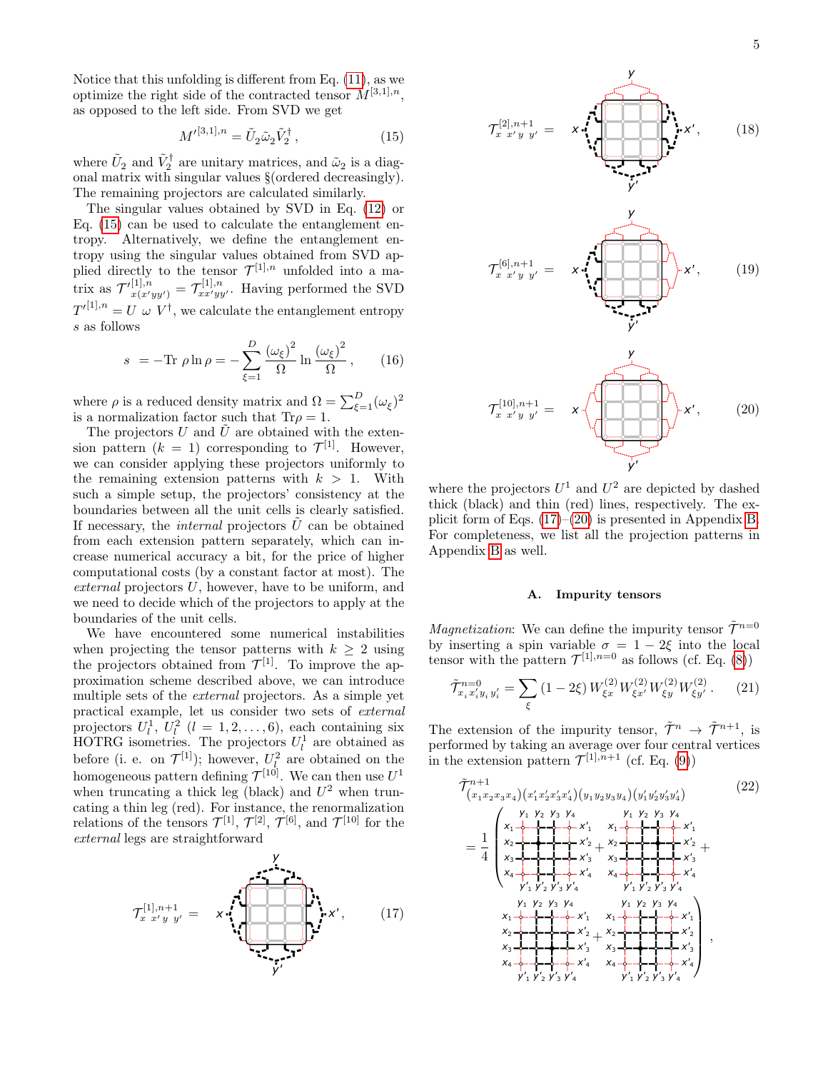Notice that this unfolding is different from Eq. (11), as we optimize the right side of the contracted tensor $M^{[3,1],n}$, as opposed to the left side. From SVD we get

$$M'^{[3,1],n} = \tilde{U}_2 \tilde{\omega}_2 \tilde{V}_2^{\dagger}\,, \tag{15}$$

where $\tilde{U}_2$ and $\tilde{V}_2^{\dagger}$ are unitary matrices, and $\tilde{\omega}_2$ is a diagonal matrix with singular values §(ordered decreasingly). The remaining projectors are calculated similarly.

The singular values obtained by SVD in Eq. (12) or Eq. (15) can be used to calculate the entanglement entropy. Alternatively, we define the entanglement entropy using the singular values obtained from SVD applied directly to the tensor $\mathcal{T}^{[1],n}$ unfolded into a matrix as $\mathcal{T}'^{[1],n}_{x(x'yy')} = \mathcal{T}^{[1],n}_{xx'yy'}$. Having performed the SVD $T'^{[1],n} = U\ \omega\ V^{\dagger}$, we calculate the entanglement entropy $s$ as follows

$$s\ = -\mathrm{Tr}\ \rho \ln \rho = -\sum_{\xi=1}^{D} \frac{(\omega_{\xi})^2}{\Omega} \ln \frac{(\omega_{\xi})^2}{\Omega}\,, \tag{16}$$

where $\rho$ is a reduced density matrix and $\Omega = \sum_{\xi=1}^{D} (\omega_{\xi})^2$ is a normalization factor such that $\mathrm{Tr}\rho = 1$.

The projectors $U$ and $\tilde{U}$ are obtained with the extension pattern ($k = 1$) corresponding to $\mathcal{T}^{[1]}$. However, we can consider applying these projectors uniformly to the remaining extension patterns with $k > 1$. With such a simple setup, the projectors' consistency at the boundaries between all the unit cells is clearly satisfied. If necessary, the *internal* projectors $\tilde{U}$ can be obtained from each extension pattern separately, which can increase numerical accuracy a bit, for the price of higher computational costs (by a constant factor at most). The *external* projectors $U$, however, have to be uniform, and we need to decide which of the projectors to apply at the boundaries of the unit cells.

We have encountered some numerical instabilities when projecting the tensor patterns with $k \geq 2$ using the projectors obtained from $\mathcal{T}^{[1]}$. To improve the approximation scheme described above, we can introduce multiple sets of the *external* projectors. As a simple yet practical example, let us consider two sets of *external* projectors $U_l^1$, $U_l^2$ ($l = 1, 2, \ldots, 6$), each containing six HOTRG isometries. The projectors $U_l^1$ are obtained as before (i. e. on $\mathcal{T}^{[1]}$); however, $U_l^2$ are obtained on the homogeneous pattern defining $\mathcal{T}^{[10]}$. We can then use $U^1$ when truncating a thick leg (black) and $U^2$ when truncating a thin leg (red). For instance, the renormalization relations of the tensors $\mathcal{T}^{[1]}$, $\mathcal{T}^{[2]}$, $\mathcal{T}^{[6]}$, and $\mathcal{T}^{[10]}$ for the *external* legs are straightforward

$$\mathcal{T}^{[1],n+1}_{x\ x'\ y\ y'} = \quad [\text{diagram}] \tag{17}$$

$$\mathcal{T}^{[2],n+1}_{x\ x'\ y\ y'} = \quad [\text{diagram}] \tag{18}$$

$$\mathcal{T}^{[6],n+1}_{x\ x'\ y\ y'} = \quad [\text{diagram}] \tag{19}$$

$$\mathcal{T}^{[10],n+1}_{x\ x'\ y\ y'} = \quad [\text{diagram}] \tag{20}$$

where the projectors $U^1$ and $U^2$ are depicted by dashed thick (black) and thin (red) lines, respectively. The explicit form of Eqs. (17)–(20) is presented in Appendix B. For completeness, we list all the projection patterns in Appendix B as well.

### A. Impurity tensors

*Magnetization*: We can define the impurity tensor $\tilde{\mathcal{T}}^{n=0}$ by inserting a spin variable $\sigma = 1 - 2\xi$ into the local tensor with the pattern $\mathcal{T}^{[1],n=0}$ as follows (cf. Eq. (8))

$$\tilde{\mathcal{T}}^{n=0}_{x_i\,x_i'\,y_i\,y_i'} = \sum_{\xi} (1 - 2\xi)\, W^{(2)}_{\xi x} W^{(2)}_{\xi x'} W^{(2)}_{\xi y} W^{(2)}_{\xi y'}\,. \tag{21}$$

The extension of the impurity tensor, $\tilde{\mathcal{T}}^{n} \to \tilde{\mathcal{T}}^{n+1}$, is performed by taking an average over four central vertices in the extension pattern $\mathcal{T}^{[1],n+1}$ (cf. Eq. (9))

$$\tilde{\mathcal{T}}^{n+1}_{(x_1x_2x_3x_4)(x_1'x_2'x_3'x_4')(y_1y_2y_3y_4)(y_1'y_2'y_3'y_4')} = \frac{1}{4}\left( [\text{diagram}] + [\text{diagram}] + [\text{diagram}] + [\text{diagram}] \right), \tag{22}$$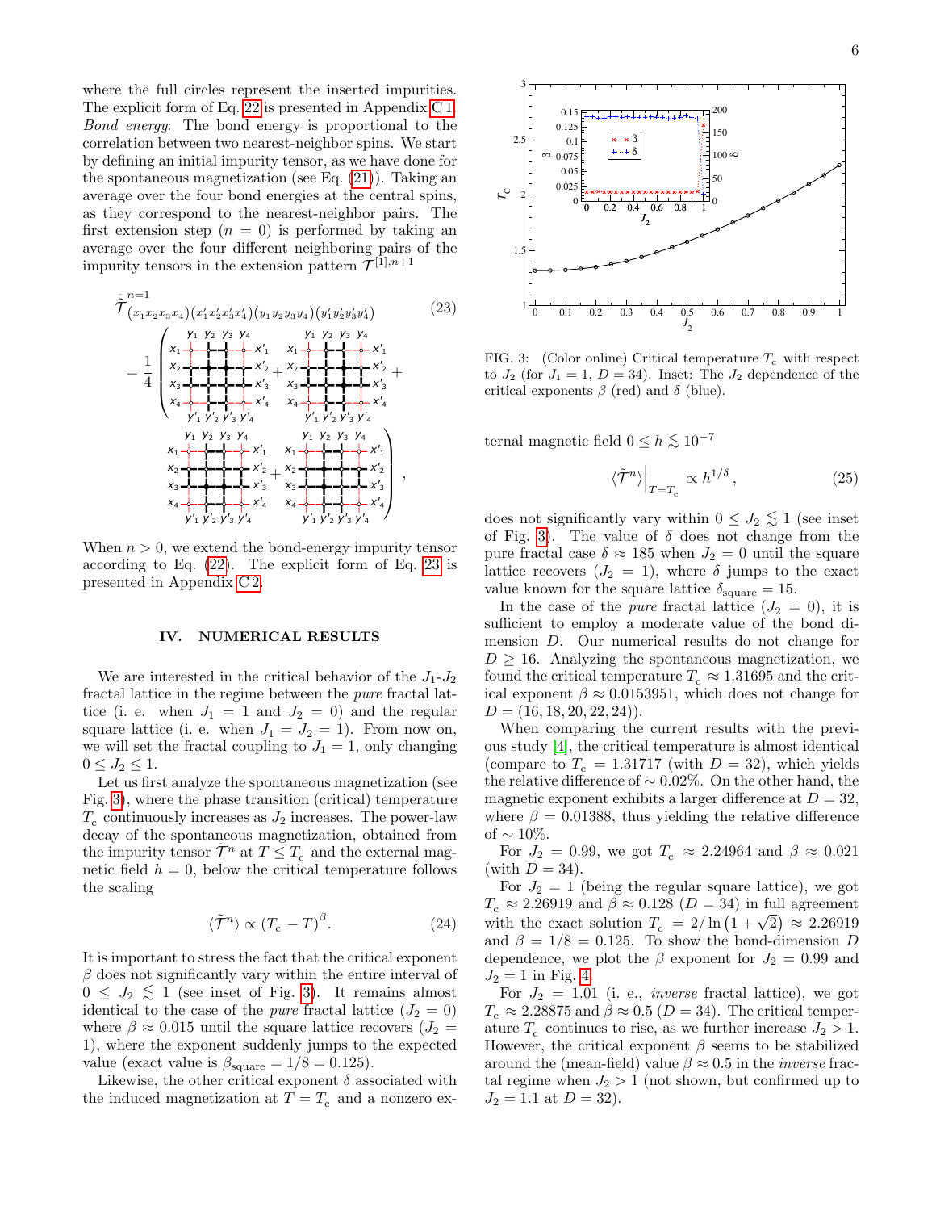where the full circles represent the inserted impurities. The explicit form of Eq. 22 is presented in Appendix C 1.

*Bond energy*: The bond energy is proportional to the correlation between two nearest-neighbor spins. We start by defining an initial impurity tensor, as we have done for the spontaneous magnetization (see Eq. (21)). Taking an average over the four bond energies at the central spins, as they correspond to the nearest-neighbor pairs. The first extension step ($n = 0$) is performed by taking an average over the four different neighboring pairs of the impurity tensors in the extension pattern $\mathcal{T}^{[1],n+1}$

$$\tilde{\tilde{\mathcal{T}}}^{n=1}_{(x_1x_2x_3x_4)(x'_1x'_2x'_3x'_4)(y_1y_2y_3y_4)(y'_1y'_2y'_3y'_4)} \tag{23}$$

$= \frac{1}{4}$ ( [diagram] + [diagram] + [diagram] + [diagram] ),

When $n > 0$, we extend the bond-energy impurity tensor according to Eq. (22). The explicit form of Eq. 23 is presented in Appendix C 2.

## IV. NUMERICAL RESULTS

We are interested in the critical behavior of the $J_1$-$J_2$ fractal lattice in the regime between the *pure* fractal lattice (i. e. when $J_1 = 1$ and $J_2 = 0$) and the regular square lattice (i. e. when $J_1 = J_2 = 1$). From now on, we will set the fractal coupling to $J_1 = 1$, only changing $0 \le J_2 \le 1$.

Let us first analyze the spontaneous magnetization (see Fig. 3), where the phase transition (critical) temperature $T_c$ continuously increases as $J_2$ increases. The power-law decay of the spontaneous magnetization, obtained from the impurity tensor $\tilde{\mathcal{T}}^n$ at $T \le T_c$ and the external magnetic field $h = 0$, below the critical temperature follows the scaling

$$\langle \tilde{\mathcal{T}}^n \rangle \propto (T_c - T)^{\beta}. \tag{24}$$

It is important to stress the fact that the critical exponent $\beta$ does not significantly vary within the entire interval of $0 \le J_2 \lesssim 1$ (see inset of Fig. 3). It remains almost identical to the case of the *pure* fractal lattice ($J_2 = 0$) where $\beta \approx 0.015$ until the square lattice recovers ($J_2 = 1$), where the exponent suddenly jumps to the expected value (exact value is $\beta_{\rm square} = 1/8 = 0.125$).

Likewise, the other critical exponent $\delta$ associated with the induced magnetization at $T = T_c$ and a nonzero external magnetic field $0 \le h \lesssim 10^{-7}$

$$\langle \tilde{\mathcal{T}}^n \rangle \Big|_{T=T_c} \propto h^{1/\delta}, \tag{25}$$

does not significantly vary within $0 \le J_2 \lesssim 1$ (see inset of Fig. 3). The value of $\delta$ does not change from the pure fractal case $\delta \approx 185$ when $J_2 = 0$ until the square lattice recovers ($J_2 = 1$), where $\delta$ jumps to the exact value known for the square lattice $\delta_{\rm square} = 15$.

FIG. 3: (Color online) Critical temperature $T_c$ with respect to $J_2$ (for $J_1 = 1$, $D = 34$). Inset: The $J_2$ dependence of the critical exponents $\beta$ (red) and $\delta$ (blue).

In the case of the *pure* fractal lattice ($J_2 = 0$), it is sufficient to employ a moderate value of the bond dimension $D$. Our numerical results do not change for $D \ge 16$. Analyzing the spontaneous magnetization, we found the critical temperature $T_c \approx 1.31695$ and the critical exponent $\beta \approx 0.0153951$, which does not change for $D = (16, 18, 20, 22, 24)$).

When comparing the current results with the previous study [4], the critical temperature is almost identical (compare to $T_c = 1.31717$ (with $D = 32$), which yields the relative difference of $\sim 0.02\%$. On the other hand, the magnetic exponent exhibits a larger difference at $D = 32$, where $\beta = 0.01388$, thus yielding the relative difference of $\sim 10\%$.

For $J_2 = 0.99$, we got $T_c \approx 2.24964$ and $\beta \approx 0.021$ (with $D = 34$).

For $J_2 = 1$ (being the regular square lattice), we got $T_c \approx 2.26919$ and $\beta \approx 0.128$ ($D = 34$) in full agreement with the exact solution $T_c = 2/\ln\left(1+\sqrt{2}\right) \approx 2.26919$ and $\beta = 1/8 = 0.125$. To show the bond-dimension $D$ dependence, we plot the $\beta$ exponent for $J_2 = 0.99$ and $J_2 = 1$ in Fig. 4.

For $J_2 = 1.01$ (i. e., *inverse* fractal lattice), we got $T_c \approx 2.28875$ and $\beta \approx 0.5$ ($D = 34$). The critical temperature $T_c$ continues to rise, as we further increase $J_2 > 1$. However, the critical exponent $\beta$ seems to be stabilized around the (mean-field) value $\beta \approx 0.5$ in the *inverse* fractal regime when $J_2 > 1$ (not shown, but confirmed up to $J_2 = 1.1$ at $D = 32$).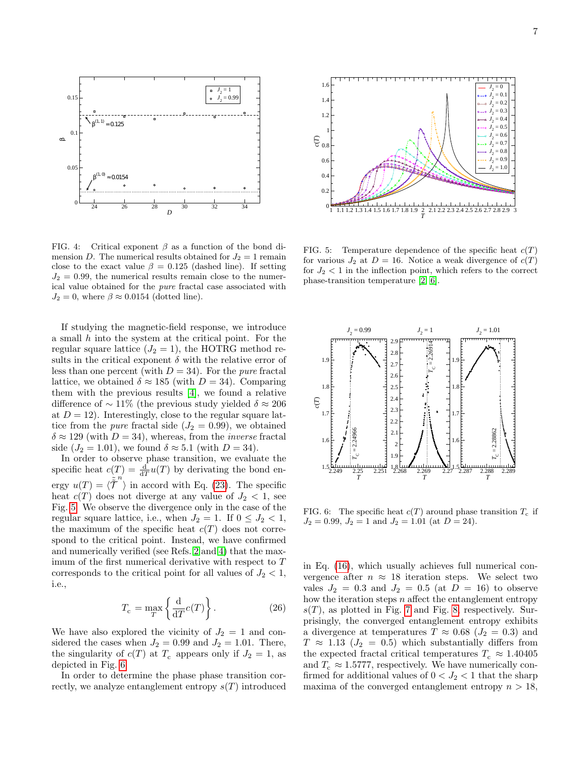FIG. 4: Critical exponent $\beta$ as a function of the bond dimension $D$. The numerical results obtained for $J_2 = 1$ remain close to the exact value $\beta = 0.125$ (dashed line). If setting $J_2 = 0.99$, the numerical results remain close to the numerical value obtained for the *pure* fractal case associated with $J_2 = 0$, where $\beta \approx 0.0154$ (dotted line).

FIG. 5: Temperature dependence of the specific heat $c(T)$ for various $J_2$ at $D = 16$. Notice a weak divergence of $c(T)$ for $J_2 < 1$ in the inflection point, which refers to the correct phase-transition temperature [2, 6].

If studying the magnetic-field response, we introduce a small $h$ into the system at the critical point. For the regular square lattice ($J_2 = 1$), the HOTRG method results in the critical exponent $\delta$ with the relative error of less than one percent (with $D = 34$). For the *pure* fractal lattice, we obtained $\delta \approx 185$ (with $D = 34$). Comparing them with the previous results [4], we found a relative difference of $\sim 11\%$ (the previous study yielded $\delta \approx 206$ at $D = 12$). Interestingly, close to the regular square lattice from the *pure* fractal side ($J_2 = 0.99$), we obtained $\delta \approx 129$ (with $D = 34$), whereas, from the *inverse* fractal side ($J_2 = 1.01$), we found $\delta \approx 5.1$ (with $D = 34$).

In order to observe phase transition, we evaluate the specific heat $c(T) = \frac{\mathrm{d}}{\mathrm{d}T} u(T)$ by derivating the bond energy $u(T) = \langle \tilde{\mathcal{T}}^{n} \rangle$ in accord with Eq. (23). The specific heat $c(T)$ does not diverge at any value of $J_2 < 1$, see Fig. 5. We observe the divergence only in the case of the regular square lattice, i.e., when $J_2 = 1$. If $0 \le J_2 < 1$, the maximum of the specific heat $c(T)$ does not correspond to the critical point. Instead, we have confirmed and numerically verified (see Refs. 2 and 4) that the maximum of the first numerical derivative with respect to $T$ corresponds to the critical point for all values of $J_2 < 1$, i.e.,

$$T_{\mathrm{c}} = \max_{T} \left\{ \frac{\mathrm{d}}{\mathrm{d}T} c(T) \right\}. \tag{26}$$

We have also explored the vicinity of $J_2 = 1$ and considered the cases when $J_2 = 0.99$ and $J_2 = 1.01$. There, the singularity of $c(T)$ at $T_{\mathrm{c}}$ appears only if $J_2 = 1$, as depicted in Fig. 6.

FIG. 6: The specific heat $c(T)$ around phase transition $T_{\mathrm{c}}$ if $J_2 = 0.99$, $J_2 = 1$ and $J_2 = 1.01$ (at $D = 24$).

In order to determine the phase phase transition correctly, we analyze entanglement entropy $s(T)$ introduced in Eq. (16), which usually achieves full numerical convergence after $n \approx 18$ iteration steps. We select two vales $J_2 = 0.3$ and $J_2 = 0.5$ (at $D = 16$) to observe how the iteration steps $n$ affect the entanglement entropy $s(T)$, as plotted in Fig. 7 and Fig. 8, respectively. Surprisingly, the converged entanglement entropy exhibits a divergence at temperatures $T \approx 0.68$ ($J_2 = 0.3$) and $T \approx 1.13$ ($J_2 = 0.5$) which substantially differs from the expected fractal critical temperatures $T_{\mathrm{c}} \approx 1.40405$ and $T_{\mathrm{c}} \approx 1.5777$, respectively. We have numerically confirmed for additional values of $0 < J_2 < 1$ that the sharp maxima of the converged entanglement entropy $n > 18$,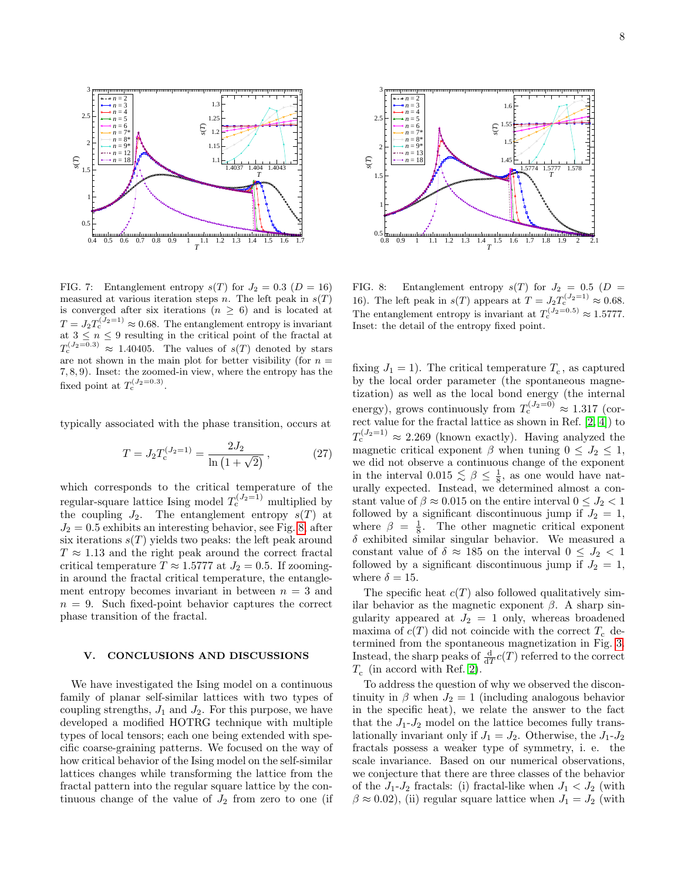FIG. 7: Entanglement entropy $s(T)$ for $J_2 = 0.3$ ($D = 16$) measured at various iteration steps $n$. The left peak in $s(T)$ is converged after six iterations ($n \geq 6$) and is located at $T = J_2 T_c^{(J_2=1)} \approx 0.68$. The entanglement entropy is invariant at $3 \leq n \leq 9$ resulting in the critical point of the fractal at $T_c^{(J_2=0.3)} \approx 1.40405$. The values of $s(T)$ denoted by stars are not shown in the main plot for better visibility (for $n = 7, 8, 9$). Inset: the zoomed-in view, where the entropy has the fixed point at $T_c^{(J_2=0.3)}$.

FIG. 8: Entanglement entropy $s(T)$ for $J_2 = 0.5$ ($D = 16$). The left peak in $s(T)$ appears at $T = J_2 T_c^{(J_2=1)} \approx 0.68$. The entanglement entropy is invariant at $T_c^{(J_2=0.5)} \approx 1.5777$. Inset: the detail of the entropy fixed point.

typically associated with the phase transition, occurs at

$$T = J_2 T_c^{(J_2=1)} = \frac{2J_2}{\ln\left(1+\sqrt{2}\right)}\,, \tag{27}$$

which corresponds to the critical temperature of the regular-square lattice Ising model $T_c^{(J_2=1)}$ multiplied by the coupling $J_2$. The entanglement entropy $s(T)$ at $J_2 = 0.5$ exhibits an interesting behavior, see Fig. 8, after six iterations $s(T)$ yields two peaks: the left peak around $T \approx 1.13$ and the right peak around the correct fractal critical temperature $T \approx 1.5777$ at $J_2 = 0.5$. If zooming-in around the fractal critical temperature, the entanglement entropy becomes invariant in between $n = 3$ and $n = 9$. Such fixed-point behavior captures the correct phase transition of the fractal.

## V. CONCLUSIONS AND DISCUSSIONS

We have investigated the Ising model on a continuous family of planar self-similar lattices with two types of coupling strengths, $J_1$ and $J_2$. For this purpose, we have developed a modified HOTRG technique with multiple types of local tensors; each one being extended with specific coarse-graining patterns. We focused on the way of how critical behavior of the Ising model on the self-similar lattices changes while transforming the lattice from the fractal pattern into the regular square lattice by the continuous change of the value of $J_2$ from zero to one (if fixing $J_1 = 1$). The critical temperature $T_c$, as captured by the local order parameter (the spontaneous magnetization) as well as the local bond energy (the internal energy), grows continuously from $T_c^{(J_2=0)} \approx 1.317$ (correct value for the fractal lattice as shown in Ref. [2, 4]) to $T_c^{(J_2=1)} \approx 2.269$ (known exactly). Having analyzed the magnetic critical exponent $\beta$ when tuning $0 \leq J_2 \leq 1$, we did not observe a continuous change of the exponent in the interval $0.015 \lesssim \beta \leq \frac{1}{8}$, as one would have naturally expected. Instead, we determined almost a constant value of $\beta \approx 0.015$ on the entire interval $0 \leq J_2 < 1$ followed by a significant discontinuous jump if $J_2 = 1$, where $\beta = \frac{1}{8}$. The other magnetic critical exponent $\delta$ exhibited similar singular behavior. We measured a constant value of $\delta \approx 185$ on the interval $0 \leq J_2 < 1$ followed by a significant discontinuous jump if $J_2 = 1$, where $\delta = 15$.

The specific heat $c(T)$ also followed qualitatively similar behavior as the magnetic exponent $\beta$. A sharp singularity appeared at $J_2 = 1$ only, whereas broadened maxima of $c(T)$ did not coincide with the correct $T_c$ determined from the spontaneous magnetization in Fig. 3. Instead, the sharp peaks of $\frac{\mathrm{d}}{\mathrm{d}T}c(T)$ referred to the correct $T_c$ (in accord with Ref. [2]).

To address the question of why we observed the discontinuity in $\beta$ when $J_2 = 1$ (including analogous behavior in the specific heat), we relate the answer to the fact that the $J_1$-$J_2$ model on the lattice becomes fully translationally invariant only if $J_1 = J_2$. Otherwise, the $J_1$-$J_2$ fractals possess a weaker type of symmetry, i. e. the scale invariance. Based on our numerical observations, we conjecture that there are three classes of the behavior of the $J_1$-$J_2$ fractals: (i) fractal-like when $J_1 < J_2$ (with $\beta \approx 0.02$), (ii) regular square lattice when $J_1 = J_2$ (with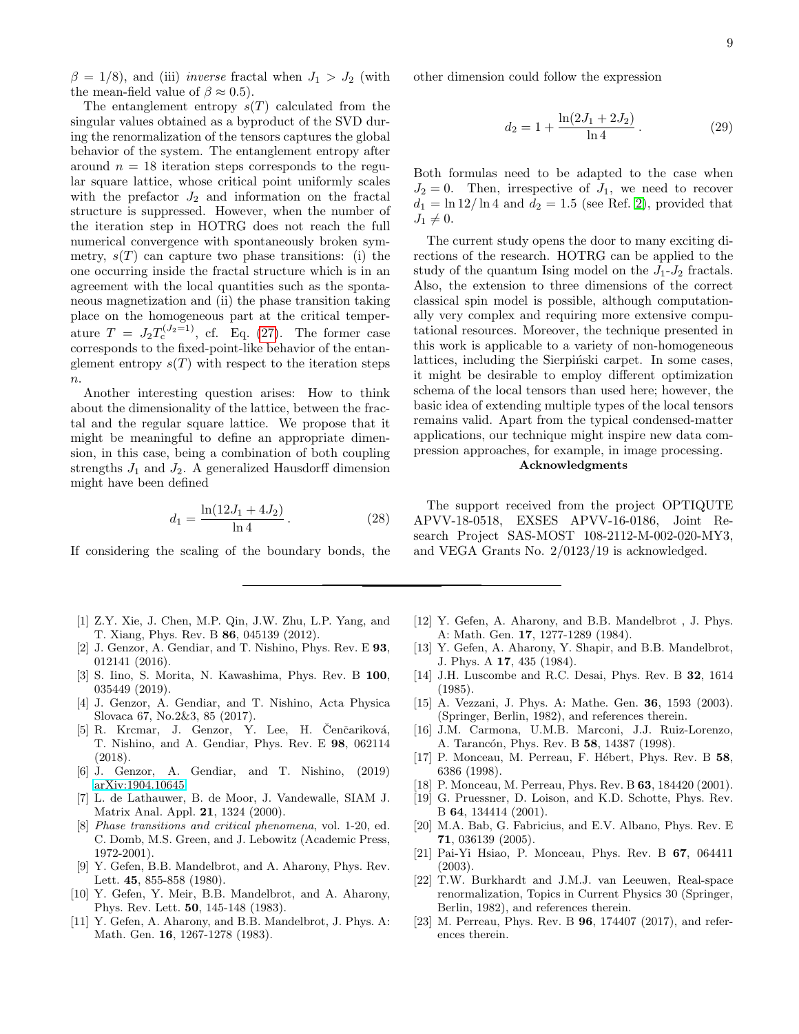$\beta = 1/8$), and (iii) *inverse* fractal when $J_1 > J_2$ (with the mean-field value of $\beta \approx 0.5$).

The entanglement entropy $s(T)$ calculated from the singular values obtained as a byproduct of the SVD during the renormalization of the tensors captures the global behavior of the system. The entanglement entropy after around $n = 18$ iteration steps corresponds to the regular square lattice, whose critical point uniformly scales with the prefactor $J_2$ and information on the fractal structure is suppressed. However, when the number of the iteration step in HOTRG does not reach the full numerical convergence with spontaneously broken symmetry, $s(T)$ can capture two phase transitions: (i) the one occurring inside the fractal structure which is in an agreement with the local quantities such as the spontaneous magnetization and (ii) the phase transition taking place on the homogeneous part at the critical temperature $T = J_2 T_c^{(J_2=1)}$, cf. Eq. (27). The former case corresponds to the fixed-point-like behavior of the entanglement entropy $s(T)$ with respect to the iteration steps $n$.

Another interesting question arises: How to think about the dimensionality of the lattice, between the fractal and the regular square lattice. We propose that it might be meaningful to define an appropriate dimension, in this case, being a combination of both coupling strengths $J_1$ and $J_2$. A generalized Hausdorff dimension might have been defined

$$d_1 = \frac{\ln(12J_1 + 4J_2)}{\ln 4}\,. \tag{28}$$

If considering the scaling of the boundary bonds, the other dimension could follow the expression

$$d_2 = 1 + \frac{\ln(2J_1 + 2J_2)}{\ln 4}\,. \tag{29}$$

Both formulas need to be adapted to the case when $J_2 = 0$. Then, irrespective of $J_1$, we need to recover $d_1 = \ln 12/\ln 4$ and $d_2 = 1.5$ (see Ref. [2]), provided that $J_1 \neq 0$.

The current study opens the door to many exciting directions of the research. HOTRG can be applied to the study of the quantum Ising model on the $J_1$-$J_2$ fractals. Also, the extension to three dimensions of the correct classical spin model is possible, although computationally very complex and requiring more extensive computational resources. Moreover, the technique presented in this work is applicable to a variety of non-homogeneous lattices, including the Sierpiński carpet. In some cases, it might be desirable to employ different optimization schema of the local tensors than used here; however, the basic idea of extending multiple types of the local tensors remains valid. Apart from the typical condensed-matter applications, our technique might inspire new data compression approaches, for example, in image processing.

**Acknowledgments**

The support received from the project OPTIQUTE APVV-18-0518, EXSES APVV-16-0186, Joint Research Project SAS-MOST 108-2112-M-002-020-MY3, and VEGA Grants No. 2/0123/19 is acknowledged.

---

[1] Z.Y. Xie, J. Chen, M.P. Qin, J.W. Zhu, L.P. Yang, and T. Xiang, Phys. Rev. B **86**, 045139 (2012).

[2] J. Genzor, A. Gendiar, and T. Nishino, Phys. Rev. E **93**, 012141 (2016).

[3] S. Iino, S. Morita, N. Kawashima, Phys. Rev. B **100**, 035449 (2019).

[4] J. Genzor, A. Gendiar, and T. Nishino, Acta Physica Slovaca 67, No.2&3, 85 (2017).

[5] R. Krcmar, J. Genzor, Y. Lee, H. Čenčariková, T. Nishino, and A. Gendiar, Phys. Rev. E **98**, 062114 (2018).

[6] J. Genzor, A. Gendiar, and T. Nishino, (2019) arXiv:1904.10645.

[7] L. de Lathauwer, B. de Moor, J. Vandewalle, SIAM J. Matrix Anal. Appl. **21**, 1324 (2000).

[8] *Phase transitions and critical phenomena*, vol. 1-20, ed. C. Domb, M.S. Green, and J. Lebowitz (Academic Press, 1972-2001).

[9] Y. Gefen, B.B. Mandelbrot, and A. Aharony, Phys. Rev. Lett. **45**, 855-858 (1980).

[10] Y. Gefen, Y. Meir, B.B. Mandelbrot, and A. Aharony, Phys. Rev. Lett. **50**, 145-148 (1983).

[11] Y. Gefen, A. Aharony, and B.B. Mandelbrot, J. Phys. A: Math. Gen. **16**, 1267-1278 (1983).

[12] Y. Gefen, A. Aharony, and B.B. Mandelbrot , J. Phys. A: Math. Gen. **17**, 1277-1289 (1984).

[13] Y. Gefen, A. Aharony, Y. Shapir, and B.B. Mandelbrot, J. Phys. A **17**, 435 (1984).

[14] J.H. Luscombe and R.C. Desai, Phys. Rev. B **32**, 1614 (1985).

[15] A. Vezzani, J. Phys. A: Mathe. Gen. **36**, 1593 (2003). (Springer, Berlin, 1982), and references therein.

[16] J.M. Carmona, U.M.B. Marconi, J.J. Ruiz-Lorenzo, A. Tarancón, Phys. Rev. B **58**, 14387 (1998).

[17] P. Monceau, M. Perreau, F. Hébert, Phys. Rev. B **58**, 6386 (1998).

[18] P. Monceau, M. Perreau, Phys. Rev. B **63**, 184420 (2001).

[19] G. Pruessner, D. Loison, and K.D. Schotte, Phys. Rev. B **64**, 134414 (2001).

[20] M.A. Bab, G. Fabricius, and E.V. Albano, Phys. Rev. E **71**, 036139 (2005).

[21] Pai-Yi Hsiao, P. Monceau, Phys. Rev. B **67**, 064411 (2003).

[22] T.W. Burkhardt and J.M.J. van Leeuwen, Real-space renormalization, Topics in Current Physics 30 (Springer, Berlin, 1982), and references therein.

[23] M. Perreau, Phys. Rev. B **96**, 174407 (2017), and references therein.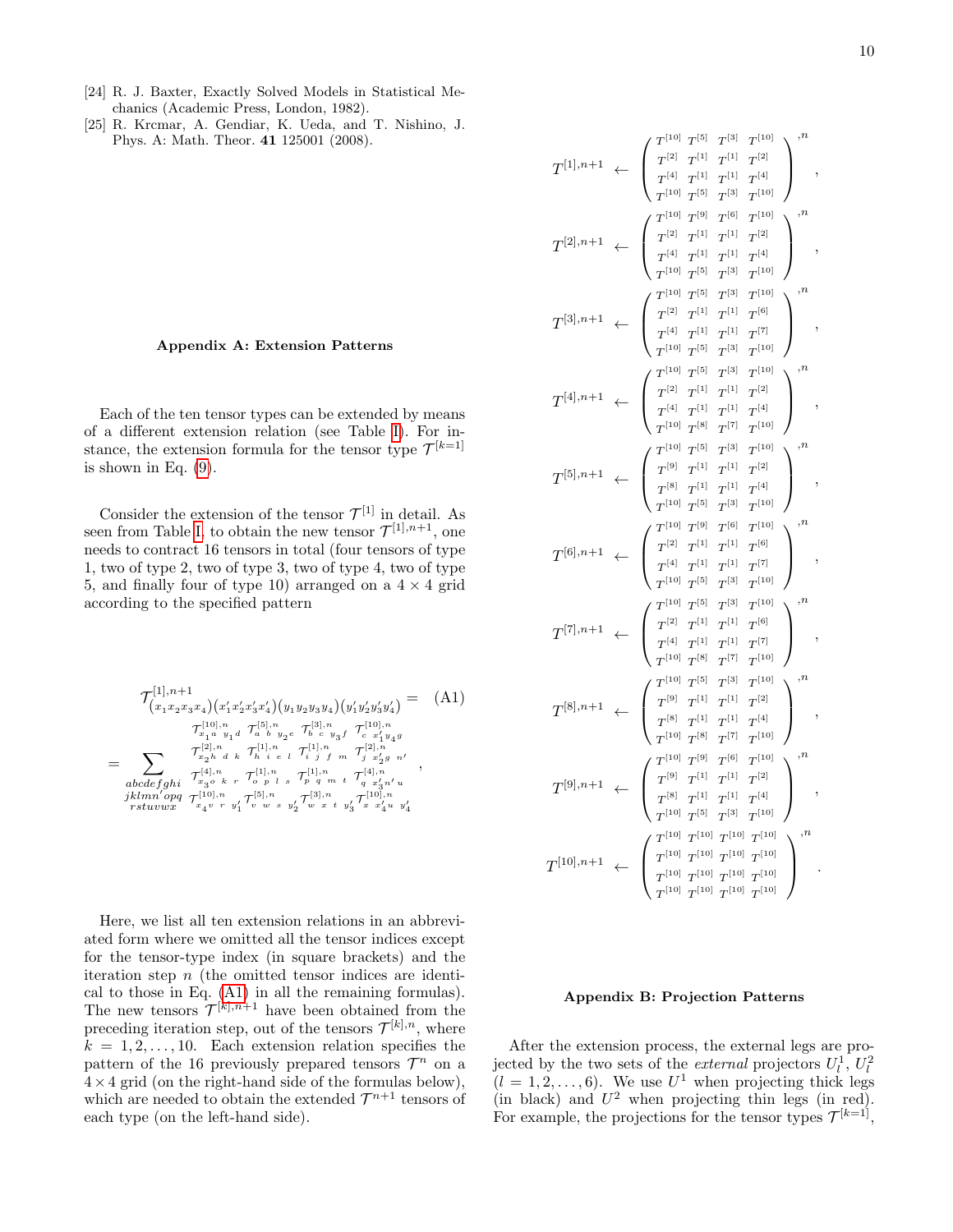[24] R. J. Baxter, Exactly Solved Models in Statistical Mechanics (Academic Press, London, 1982).

[25] R. Krcmar, A. Gendiar, K. Ueda, and T. Nishino, J. Phys. A: Math. Theor. **41** 125001 (2008).

## Appendix A: Extension Patterns

Each of the ten tensor types can be extended by means of a different extension relation (see Table I). For instance, the extension formula for the tensor type $\mathcal{T}^{[k=1]}$ is shown in Eq. (9).

Consider the extension of the tensor $\mathcal{T}^{[1]}$ in detail. As seen from Table I, to obtain the new tensor $\mathcal{T}^{[1],n+1}$, one needs to contract 16 tensors in total (four tensors of type 1, two of type 2, two of type 3, two of type 4, two of type 5, and finally four of type 10) arranged on a $4\times 4$ grid according to the specified pattern

$$
\mathcal{T}^{[1],n+1}_{(x_1x_2x_3x_4)(x'_1x'_2x'_3x'_4)(y_1y_2y_3y_4)(y'_1y'_2y'_3y'_4)} = \tag{A1}
$$
$$
= \sum_{\substack{abcdefghi\\jklmn'opq\\rstuvwx}}
\begin{matrix}
\mathcal{T}^{[10],n}_{x_1 a\; y_1 d} & \mathcal{T}^{[5],n}_{a\; b\; y_2 e} & \mathcal{T}^{[3],n}_{b\; c\; y_3 f} & \mathcal{T}^{[10],n}_{c\; x'_1 y_4 g} \\
\mathcal{T}^{[2],n}_{x_2 h\; d\; k} & \mathcal{T}^{[1],n}_{h\; i\; e\; l} & \mathcal{T}^{[1],n}_{i\; j\; f\; m} & \mathcal{T}^{[2],n}_{j\; x'_2 g\; n'} \\
\mathcal{T}^{[4],n}_{x_3 o\; k\; r} & \mathcal{T}^{[1],n}_{o\; p\; l\; s} & \mathcal{T}^{[1],n}_{p\; q\; m\; t} & \mathcal{T}^{[4],n}_{q\; x'_3 n' u} \\
\mathcal{T}^{[10],n}_{x_4 v\; r\; y'_1} & \mathcal{T}^{[5],n}_{v\; w\; s\; y'_2} & \mathcal{T}^{[3],n}_{w\; x\; t\; y'_3} & \mathcal{T}^{[10],n}_{x\; x'_4 u\; y'_4}
\end{matrix} ,
$$

Here, we list all ten extension relations in an abbreviated form where we omitted all the tensor indices except for the tensor-type index (in square brackets) and the iteration step $n$ (the omitted tensor indices are identical to those in Eq. (A1) in all the remaining formulas). The new tensors $\mathcal{T}^{[k],n+1}$ have been obtained from the preceding iteration step, out of the tensors $\mathcal{T}^{[k],n}$, where $k = 1, 2, \ldots, 10$. Each extension relation specifies the pattern of the 16 previously prepared tensors $\mathcal{T}^{n}$ on a $4\times 4$ grid (on the right-hand side of the formulas below), which are needed to obtain the extended $\mathcal{T}^{n+1}$ tensors of each type (on the left-hand side).

$$
T^{[1],n+1} \leftarrow \begin{pmatrix} T^{[10]} & T^{[5]} & T^{[3]} & T^{[10]} \\ T^{[2]} & T^{[1]} & T^{[1]} & T^{[2]} \\ T^{[4]} & T^{[1]} & T^{[1]} & T^{[4]} \\ T^{[10]} & T^{[5]} & T^{[3]} & T^{[10]} \end{pmatrix}^{,n} ,
$$

$$
T^{[2],n+1} \leftarrow \begin{pmatrix} T^{[10]} & T^{[9]} & T^{[6]} & T^{[10]} \\ T^{[2]} & T^{[1]} & T^{[1]} & T^{[2]} \\ T^{[4]} & T^{[1]} & T^{[1]} & T^{[4]} \\ T^{[10]} & T^{[5]} & T^{[3]} & T^{[10]} \end{pmatrix}^{,n} ,
$$

$$
T^{[3],n+1} \leftarrow \begin{pmatrix} T^{[10]} & T^{[5]} & T^{[3]} & T^{[10]} \\ T^{[2]} & T^{[1]} & T^{[1]} & T^{[6]} \\ T^{[4]} & T^{[1]} & T^{[1]} & T^{[7]} \\ T^{[10]} & T^{[5]} & T^{[3]} & T^{[10]} \end{pmatrix}^{,n} ,
$$

$$
T^{[4],n+1} \leftarrow \begin{pmatrix} T^{[10]} & T^{[5]} & T^{[3]} & T^{[10]} \\ T^{[2]} & T^{[1]} & T^{[1]} & T^{[2]} \\ T^{[4]} & T^{[1]} & T^{[1]} & T^{[4]} \\ T^{[10]} & T^{[8]} & T^{[7]} & T^{[10]} \end{pmatrix}^{,n} ,
$$

$$
T^{[5],n+1} \leftarrow \begin{pmatrix} T^{[10]} & T^{[5]} & T^{[3]} & T^{[10]} \\ T^{[9]} & T^{[1]} & T^{[1]} & T^{[2]} \\ T^{[8]} & T^{[1]} & T^{[1]} & T^{[4]} \\ T^{[10]} & T^{[5]} & T^{[3]} & T^{[10]} \end{pmatrix}^{,n} ,
$$

$$
T^{[6],n+1} \leftarrow \begin{pmatrix} T^{[10]} & T^{[9]} & T^{[6]} & T^{[10]} \\ T^{[2]} & T^{[1]} & T^{[1]} & T^{[6]} \\ T^{[4]} & T^{[1]} & T^{[1]} & T^{[7]} \\ T^{[10]} & T^{[5]} & T^{[3]} & T^{[10]} \end{pmatrix}^{,n} ,
$$

$$
T^{[7],n+1} \leftarrow \begin{pmatrix} T^{[10]} & T^{[5]} & T^{[3]} & T^{[10]} \\ T^{[2]} & T^{[1]} & T^{[1]} & T^{[6]} \\ T^{[4]} & T^{[1]} & T^{[1]} & T^{[7]} \\ T^{[10]} & T^{[8]} & T^{[7]} & T^{[10]} \end{pmatrix}^{,n} ,
$$

$$
T^{[8],n+1} \leftarrow \begin{pmatrix} T^{[10]} & T^{[5]} & T^{[3]} & T^{[10]} \\ T^{[9]} & T^{[1]} & T^{[1]} & T^{[2]} \\ T^{[8]} & T^{[1]} & T^{[1]} & T^{[4]} \\ T^{[10]} & T^{[8]} & T^{[7]} & T^{[10]} \end{pmatrix}^{,n} ,
$$

$$
T^{[9],n+1} \leftarrow \begin{pmatrix} T^{[10]} & T^{[9]} & T^{[6]} & T^{[10]} \\ T^{[9]} & T^{[1]} & T^{[1]} & T^{[2]} \\ T^{[8]} & T^{[1]} & T^{[1]} & T^{[4]} \\ T^{[10]} & T^{[5]} & T^{[3]} & T^{[10]} \end{pmatrix}^{,n} ,
$$

$$
T^{[10],n+1} \leftarrow \begin{pmatrix} T^{[10]} & T^{[10]} & T^{[10]} & T^{[10]} \\ T^{[10]} & T^{[10]} & T^{[10]} & T^{[10]} \\ T^{[10]} & T^{[10]} & T^{[10]} & T^{[10]} \\ T^{[10]} & T^{[10]} & T^{[10]} & T^{[10]} \end{pmatrix}^{,n} .
$$

## Appendix B: Projection Patterns

After the extension process, the external legs are projected by the two sets of the *external* projectors $U^1_l$, $U^2_l$ ($l = 1, 2, \ldots, 6$). We use $U^1$ when projecting thick legs (in black) and $U^2$ when projecting thin legs (in red). For example, the projections for the tensor types $\mathcal{T}^{[k=1]}$,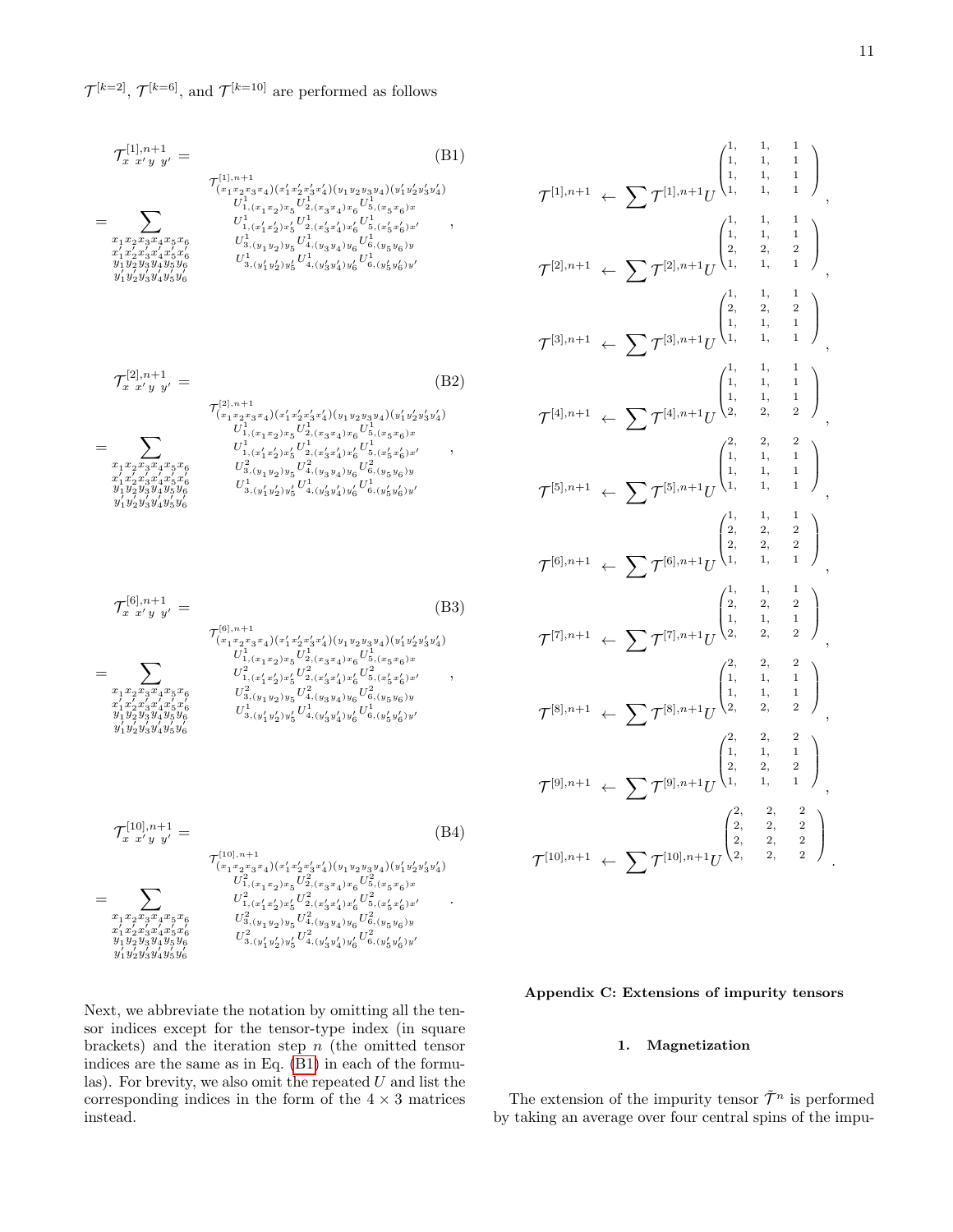$\mathcal{T}^{[k=2]}$, $\mathcal{T}^{[k=6]}$, and $\mathcal{T}^{[k=10]}$ are performed as follows

$$
\mathcal{T}^{[1],n+1}_{x\ x'\ y\ y'} = \sum_{\substack{x_1x_2x_3x_4x_5x_6\\ x'_1x'_2x'_3x'_4x'_5x'_6\\ y_1y_2y_3y_4y_5y_6\\ y'_1y'_2y'_3y'_4y'_5y'_6}} \begin{matrix} \mathcal{T}^{[1],n+1}_{(x_1x_2x_3x_4)(x'_1x'_2x'_3x'_4)(y_1y_2y_3y_4)(y'_1y'_2y'_3y'_4)} \\ U^1_{1,(x_1x_2)x_5}U^1_{2,(x_3x_4)x_6}U^1_{5,(x_5x_6)x} \\ U^1_{1,(x'_1x'_2)x'_5}U^1_{2,(x'_3x'_4)x'_6}U^1_{5,(x'_5x'_6)x'} \\ U^1_{3,(y_1y_2)y_5}U^1_{4,(y_3y_4)y_6}U^1_{6,(y_5y_6)y} \\ U^1_{3,(y'_1y'_2)y'_5}U^1_{4,(y'_3y'_4)y'_6}U^1_{6,(y'_5y'_6)y'} \end{matrix}, \tag{B1}
$$

$$
\mathcal{T}^{[2],n+1}_{x\ x'\ y\ y'} = \sum_{\substack{x_1x_2x_3x_4x_5x_6\\ x'_1x'_2x'_3x'_4x'_5x'_6\\ y_1y_2y_3y_4y_5y_6\\ y'_1y'_2y'_3y'_4y'_5y'_6}} \begin{matrix} \mathcal{T}^{[2],n+1}_{(x_1x_2x_3x_4)(x'_1x'_2x'_3x'_4)(y_1y_2y_3y_4)(y'_1y'_2y'_3y'_4)} \\ U^1_{1,(x_1x_2)x_5}U^1_{2,(x_3x_4)x_6}U^1_{5,(x_5x_6)x} \\ U^1_{1,(x'_1x'_2)x'_5}U^1_{2,(x'_3x'_4)x'_6}U^1_{5,(x'_5x'_6)x'} \\ U^2_{3,(y_1y_2)y_5}U^2_{4,(y_3y_4)y_6}U^2_{6,(y_5y_6)y} \\ U^1_{3,(y'_1y'_2)y'_5}U^1_{4,(y'_3y'_4)y'_6}U^1_{6,(y'_5y'_6)y'} \end{matrix}, \tag{B2}
$$

$$
\mathcal{T}^{[6],n+1}_{x\ x'\ y\ y'} = \sum_{\substack{x_1x_2x_3x_4x_5x_6\\ x'_1x'_2x'_3x'_4x'_5x'_6\\ y_1y_2y_3y_4y_5y_6\\ y'_1y'_2y'_3y'_4y'_5y'_6}} \begin{matrix} \mathcal{T}^{[6],n+1}_{(x_1x_2x_3x_4)(x'_1x'_2x'_3x'_4)(y_1y_2y_3y_4)(y'_1y'_2y'_3y'_4)} \\ U^1_{1,(x_1x_2)x_5}U^1_{2,(x_3x_4)x_6}U^1_{5,(x_5x_6)x} \\ U^2_{1,(x'_1x'_2)x'_5}U^2_{2,(x'_3x'_4)x'_6}U^2_{5,(x'_5x'_6)x'} \\ U^2_{3,(y_1y_2)y_5}U^2_{4,(y_3y_4)y_6}U^2_{6,(y_5y_6)y} \\ U^1_{3,(y'_1y'_2)y'_5}U^1_{4,(y'_3y'_4)y'_6}U^1_{6,(y'_5y'_6)y'} \end{matrix}, \tag{B3}
$$

$$
\mathcal{T}^{[10],n+1}_{x\ x'\ y\ y'} = \sum_{\substack{x_1x_2x_3x_4x_5x_6\\ x'_1x'_2x'_3x'_4x'_5x'_6\\ y_1y_2y_3y_4y_5y_6\\ y'_1y'_2y'_3y'_4y'_5y'_6}} \begin{matrix} \mathcal{T}^{[10],n+1}_{(x_1x_2x_3x_4)(x'_1x'_2x'_3x'_4)(y_1y_2y_3y_4)(y'_1y'_2y'_3y'_4)} \\ U^2_{1,(x_1x_2)x_5}U^2_{2,(x_3x_4)x_6}U^2_{5,(x_5x_6)x} \\ U^2_{1,(x'_1x'_2)x'_5}U^2_{2,(x'_3x'_4)x'_6}U^2_{5,(x'_5x'_6)x'} \\ U^2_{3,(y_1y_2)y_5}U^2_{4,(y_3y_4)y_6}U^2_{6,(y_5y_6)y} \\ U^2_{3,(y'_1y'_2)y'_5}U^2_{4,(y'_3y'_4)y'_6}U^2_{6,(y'_5y'_6)y'} \end{matrix}. \tag{B4}
$$

Next, we abbreviate the notation by omitting all the tensor indices except for the tensor-type index (in square brackets) and the iteration step $n$ (the omitted tensor indices are the same as in Eq. (B1) in each of the formulas). For brevity, we also omit the repeated $U$ and list the corresponding indices in the form of the $4\times 3$ matrices instead.

$$\mathcal{T}^{[1],n+1} \leftarrow \sum \mathcal{T}^{[1],n+1} U^{\begin{pmatrix} 1, & 1, & 1 \\ 1, & 1, & 1 \\ 1, & 1, & 1 \\ 1, & 1, & 1 \end{pmatrix}},$$

$$\mathcal{T}^{[2],n+1} \leftarrow \sum \mathcal{T}^{[2],n+1} U^{\begin{pmatrix} 1, & 1, & 1 \\ 1, & 1, & 1 \\ 2, & 2, & 2 \\ 1, & 1, & 1 \end{pmatrix}},$$

$$\mathcal{T}^{[3],n+1} \leftarrow \sum \mathcal{T}^{[3],n+1} U^{\begin{pmatrix} 1, & 1, & 1 \\ 2, & 2, & 2 \\ 1, & 1, & 1 \\ 1, & 1, & 1 \end{pmatrix}},$$

$$\mathcal{T}^{[4],n+1} \leftarrow \sum \mathcal{T}^{[4],n+1} U^{\begin{pmatrix} 1, & 1, & 1 \\ 1, & 1, & 1 \\ 1, & 1, & 1 \\ 2, & 2, & 2 \end{pmatrix}},$$

$$\mathcal{T}^{[5],n+1} \leftarrow \sum \mathcal{T}^{[5],n+1} U^{\begin{pmatrix} 2, & 2, & 2 \\ 1, & 1, & 1 \\ 1, & 1, & 1 \\ 1, & 1, & 1 \end{pmatrix}},$$

$$\mathcal{T}^{[6],n+1} \leftarrow \sum \mathcal{T}^{[6],n+1} U^{\begin{pmatrix} 1, & 1, & 1 \\ 2, & 2, & 2 \\ 2, & 2, & 2 \\ 1, & 1, & 1 \end{pmatrix}},$$

$$\mathcal{T}^{[7],n+1} \leftarrow \sum \mathcal{T}^{[7],n+1} U^{\begin{pmatrix} 1, & 1, & 1 \\ 2, & 2, & 2 \\ 1, & 1, & 1 \\ 2, & 2, & 2 \end{pmatrix}},$$

$$\mathcal{T}^{[8],n+1} \leftarrow \sum \mathcal{T}^{[8],n+1} U^{\begin{pmatrix} 2, & 2, & 2 \\ 1, & 1, & 1 \\ 1, & 1, & 1 \\ 2, & 2, & 2 \end{pmatrix}},$$

$$\mathcal{T}^{[9],n+1} \leftarrow \sum \mathcal{T}^{[9],n+1} U^{\begin{pmatrix} 2, & 2, & 2 \\ 1, & 1, & 1 \\ 2, & 2, & 2 \\ 1, & 1, & 1 \end{pmatrix}},$$

$$\mathcal{T}^{[10],n+1} \leftarrow \sum \mathcal{T}^{[10],n+1} U^{\begin{pmatrix} 2, & 2, & 2 \\ 2, & 2, & 2 \\ 2, & 2, & 2 \\ 2, & 2, & 2 \end{pmatrix}}.$$

## Appendix C: Extensions of impurity tensors

### 1. Magnetization

The extension of the impurity tensor $\widetilde{\mathcal{T}}^n$ is performed by taking an average over four central spins of the impu-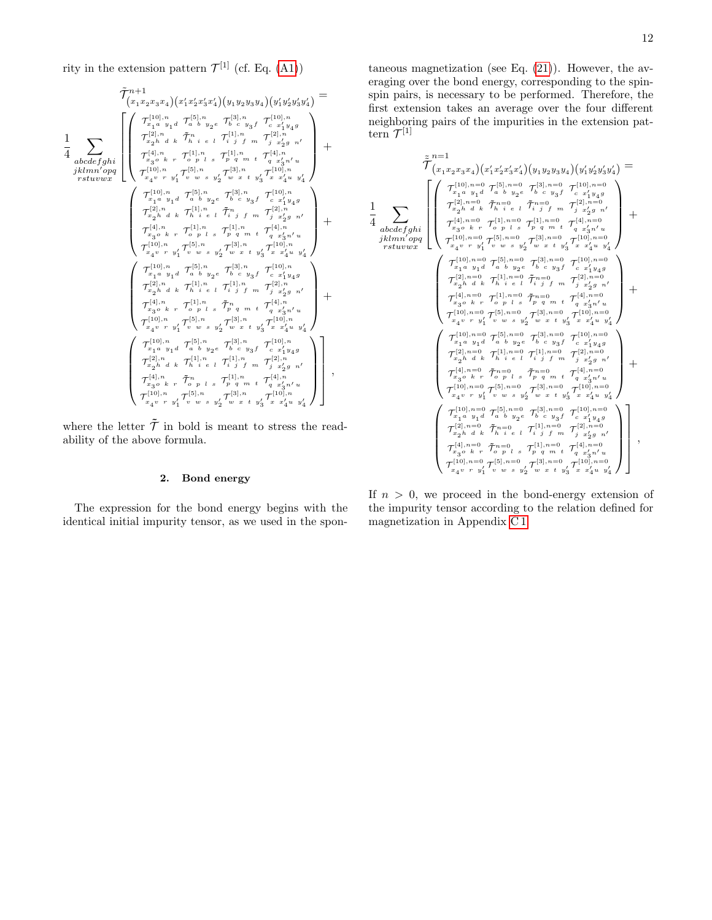rity in the extension pattern $\mathcal{T}^{[1]}$ (cf. Eq. (A1))

$$
\begin{aligned}
&\tilde{\boldsymbol{\mathcal{T}}}^{n+1}_{(x_1x_2x_3x_4)(x'_1x'_2x'_3x'_4)(y_1y_2y_3y_4)(y'_1y'_2y'_3y'_4)} = \\
&\frac{1}{4}\sum_{\substack{abcdefghi\\ jklmn'opq\\ rstuvwx}} \left[ \begin{pmatrix}
\mathcal{T}^{[10],n}_{x_1 a y_1 d} & \mathcal{T}^{[5],n}_{a b y_2 e} & \mathcal{T}^{[3],n}_{b c y_3 f} & \mathcal{T}^{[10],n}_{c x'_1 y_4 g} \\
\mathcal{T}^{[2],n}_{x_2 h d k} & \tilde{\mathcal{T}}^{n}_{h i e l} & \mathcal{T}^{[1],n}_{i j f m} & \mathcal{T}^{[2],n}_{j x'_2 g n'} \\
\mathcal{T}^{[4],n}_{x_3 o k r} & \mathcal{T}^{[1],n}_{o p l s} & \mathcal{T}^{[1],n}_{p q m t} & \mathcal{T}^{[4],n}_{q x'_3 n' u} \\
\mathcal{T}^{[10],n}_{x_4 v r y'_1} & \mathcal{T}^{[5],n}_{v w s y'_2} & \mathcal{T}^{[3],n}_{w x t y'_3} & \mathcal{T}^{[10],n}_{x x'_4 u y'_4}
\end{pmatrix} + \right. \\
&\begin{pmatrix}
\mathcal{T}^{[10],n}_{x_1 a y_1 d} & \mathcal{T}^{[5],n}_{a b y_2 e} & \mathcal{T}^{[3],n}_{b c y_3 f} & \mathcal{T}^{[10],n}_{c x'_1 y_4 g} \\
\mathcal{T}^{[2],n}_{x_2 h d k} & \mathcal{T}^{[1],n}_{h i e l} & \tilde{\mathcal{T}}^{n}_{i j f m} & \mathcal{T}^{[2],n}_{j x'_2 g n'} \\
\mathcal{T}^{[4],n}_{x_3 o k r} & \mathcal{T}^{[1],n}_{o p l s} & \mathcal{T}^{[1],n}_{p q m t} & \mathcal{T}^{[4],n}_{q x'_3 n' u} \\
\mathcal{T}^{[10],n}_{x_4 v r y'_1} & \mathcal{T}^{[5],n}_{v w s y'_2} & \mathcal{T}^{[3],n}_{w x t y'_3} & \mathcal{T}^{[10],n}_{x x'_4 u y'_4}
\end{pmatrix} + \\
&\begin{pmatrix}
\mathcal{T}^{[10],n}_{x_1 a y_1 d} & \mathcal{T}^{[5],n}_{a b y_2 e} & \mathcal{T}^{[3],n}_{b c y_3 f} & \mathcal{T}^{[10],n}_{c x'_1 y_4 g} \\
\mathcal{T}^{[2],n}_{x_2 h d k} & \mathcal{T}^{[1],n}_{h i e l} & \mathcal{T}^{[1],n}_{i j f m} & \mathcal{T}^{[2],n}_{j x'_2 g n'} \\
\mathcal{T}^{[4],n}_{x_3 o k r} & \mathcal{T}^{[1],n}_{o p l s} & \tilde{\mathcal{T}}^{n}_{p q m t} & \mathcal{T}^{[4],n}_{q x'_3 n' u} \\
\mathcal{T}^{[10],n}_{x_4 v r y'_1} & \mathcal{T}^{[5],n}_{v w s y'_2} & \mathcal{T}^{[3],n}_{w x t y'_3} & \mathcal{T}^{[10],n}_{x x'_4 u y'_4}
\end{pmatrix} + \\
&\left. \begin{pmatrix}
\mathcal{T}^{[10],n}_{x_1 a y_1 d} & \mathcal{T}^{[5],n}_{a b y_2 e} & \mathcal{T}^{[3],n}_{b c y_3 f} & \mathcal{T}^{[10],n}_{c x'_1 y_4 g} \\
\mathcal{T}^{[2],n}_{x_2 h d k} & \mathcal{T}^{[1],n}_{h i e l} & \mathcal{T}^{[1],n}_{i j f m} & \mathcal{T}^{[2],n}_{j x'_2 g n'} \\
\mathcal{T}^{[4],n}_{x_3 o k r} & \tilde{\mathcal{T}}^{n}_{o p l s} & \mathcal{T}^{[1],n}_{p q m t} & \mathcal{T}^{[4],n}_{q x'_3 n' u} \\
\mathcal{T}^{[10],n}_{x_4 v r y'_1} & \mathcal{T}^{[5],n}_{v w s y'_2} & \mathcal{T}^{[3],n}_{w x t y'_3} & \mathcal{T}^{[10],n}_{x x'_4 u y'_4}
\end{pmatrix} \right],
\end{aligned}
$$

where the letter $\tilde{\boldsymbol{\mathcal{T}}}$ in bold is meant to stress the readability of the above formula.

### 2. Bond energy

The expression for the bond energy begins with the identical initial impurity tensor, as we used in the spontaneous magnetization (see Eq. (21)). However, the averaging over the bond energy, corresponding to the spin-spin pairs, is necessary to be performed. Therefore, the first extension takes an average over the four different neighboring pairs of the impurities in the extension pattern $\mathcal{T}^{[1]}$

$$
\begin{aligned}
&\tilde{\tilde{\boldsymbol{\mathcal{T}}}}^{n=1}_{(x_1x_2x_3x_4)(x'_1x'_2x'_3x'_4)(y_1y_2y_3y_4)(y'_1y'_2y'_3y'_4)} = \\
&\frac{1}{4}\sum_{\substack{abcdefghi\\ jklmn'opq\\ rstuvwx}} \left[ \begin{pmatrix}
\mathcal{T}^{[10],n=0}_{x_1 a y_1 d} & \mathcal{T}^{[5],n=0}_{a b y_2 e} & \mathcal{T}^{[3],n=0}_{b c y_3 f} & \mathcal{T}^{[10],n=0}_{c x'_1 y_4 g} \\
\mathcal{T}^{[2],n=0}_{x_2 h d k} & \tilde{\mathcal{T}}^{n=0}_{h i e l} & \tilde{\mathcal{T}}^{n=0}_{i j f m} & \mathcal{T}^{[2],n=0}_{j x'_2 g n'} \\
\mathcal{T}^{[4],n=0}_{x_3 o k r} & \mathcal{T}^{[1],n=0}_{o p l s} & \mathcal{T}^{[1],n=0}_{p q m t} & \mathcal{T}^{[4],n=0}_{q x'_3 n' u} \\
\mathcal{T}^{[10],n=0}_{x_4 v r y'_1} & \mathcal{T}^{[5],n=0}_{v w s y'_2} & \mathcal{T}^{[3],n=0}_{w x t y'_3} & \mathcal{T}^{[10],n=0}_{x x'_4 u y'_4}
\end{pmatrix} + \right. \\
&\begin{pmatrix}
\mathcal{T}^{[10],n=0}_{x_1 a y_1 d} & \mathcal{T}^{[5],n=0}_{a b y_2 e} & \mathcal{T}^{[3],n=0}_{b c y_3 f} & \mathcal{T}^{[10],n=0}_{c x'_1 y_4 g} \\
\mathcal{T}^{[2],n=0}_{x_2 h d k} & \mathcal{T}^{[1],n=0}_{h i e l} & \tilde{\mathcal{T}}^{n=0}_{i j f m} & \mathcal{T}^{[2],n=0}_{j x'_2 g n'} \\
\mathcal{T}^{[4],n=0}_{x_3 o k r} & \mathcal{T}^{[1],n=0}_{o p l s} & \tilde{\mathcal{T}}^{n=0}_{p q m t} & \mathcal{T}^{[4],n=0}_{q x'_3 n' u} \\
\mathcal{T}^{[10],n=0}_{x_4 v r y'_1} & \mathcal{T}^{[5],n=0}_{v w s y'_2} & \mathcal{T}^{[3],n=0}_{w x t y'_3} & \mathcal{T}^{[10],n=0}_{x x'_4 u y'_4}
\end{pmatrix} + \\
&\begin{pmatrix}
\mathcal{T}^{[10],n=0}_{x_1 a y_1 d} & \mathcal{T}^{[5],n=0}_{a b y_2 e} & \mathcal{T}^{[3],n=0}_{b c y_3 f} & \mathcal{T}^{[10],n=0}_{c x'_1 y_4 g} \\
\mathcal{T}^{[2],n=0}_{x_2 h d k} & \mathcal{T}^{[1],n=0}_{h i e l} & \mathcal{T}^{[1],n=0}_{i j f m} & \mathcal{T}^{[2],n=0}_{j x'_2 g n'} \\
\mathcal{T}^{[4],n=0}_{x_3 o k r} & \tilde{\mathcal{T}}^{n=0}_{o p l s} & \tilde{\mathcal{T}}^{n=0}_{p q m t} & \mathcal{T}^{[4],n=0}_{q x'_3 n' u} \\
\mathcal{T}^{[10],n=0}_{x_4 v r y'_1} & \mathcal{T}^{[5],n=0}_{v w s y'_2} & \mathcal{T}^{[3],n=0}_{w x t y'_3} & \mathcal{T}^{[10],n=0}_{x x'_4 u y'_4}
\end{pmatrix} + \\
&\left. \begin{pmatrix}
\mathcal{T}^{[10],n=0}_{x_1 a y_1 d} & \mathcal{T}^{[5],n=0}_{a b y_2 e} & \mathcal{T}^{[3],n=0}_{b c y_3 f} & \mathcal{T}^{[10],n=0}_{c x'_1 y_4 g} \\
\mathcal{T}^{[2],n=0}_{x_2 h d k} & \tilde{\mathcal{T}}^{n=0}_{h i e l} & \mathcal{T}^{[1],n=0}_{i j f m} & \mathcal{T}^{[2],n=0}_{j x'_2 g n'} \\
\mathcal{T}^{[4],n=0}_{x_3 o k r} & \tilde{\mathcal{T}}^{n=0}_{o p l s} & \mathcal{T}^{[1],n=0}_{p q m t} & \mathcal{T}^{[4],n=0}_{q x'_3 n' u} \\
\mathcal{T}^{[10],n=0}_{x_4 v r y'_1} & \mathcal{T}^{[5],n=0}_{v w s y'_2} & \mathcal{T}^{[3],n=0}_{w x t y'_3} & \mathcal{T}^{[10],n=0}_{x x'_4 u y'_4}
\end{pmatrix} \right],
\end{aligned}
$$

If $n > 0$, we proceed in the bond-energy extension of the impurity tensor according to the relation defined for magnetization in Appendix C 1.